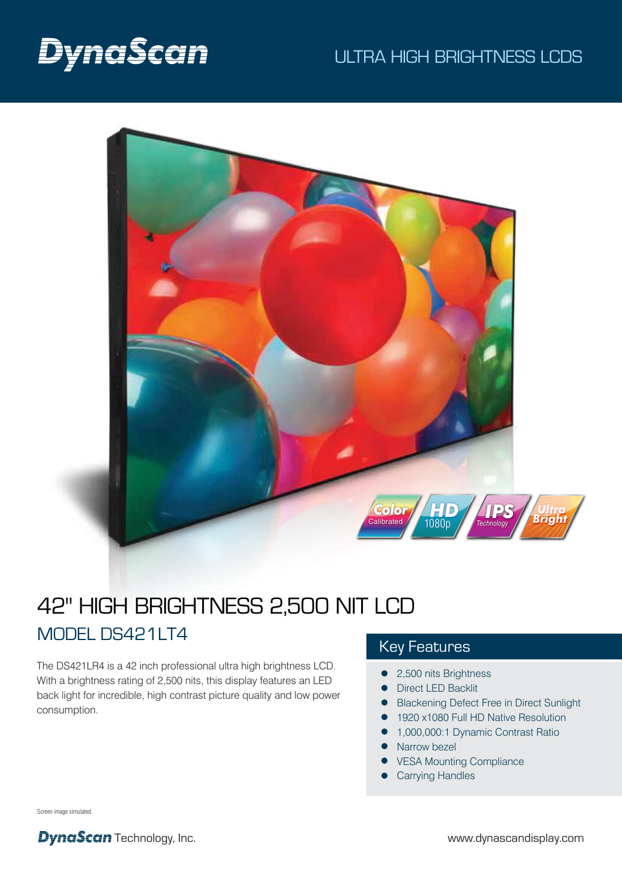# DynaScan

ULTRA HIGH BRIGHTNESS LCDS

Color Calibrated | HD 1080p | IPS Technology | Ultra Bright

# 42" HIGH BRIGHTNESS 2,500 NIT LCD

## MODEL DS421LT4

The DS421LR4 is a 42 inch professional ultra high brightness LCD. With a brightness rating of 2,500 nits, this display features an LED back light for incredible, high contrast picture quality and low power consumption.

## Key Features

- 2,500 nits Brightness
- Direct LED Backlit
- Blackening Defect Free in Direct Sunlight
- 1920 x1080 Full HD Native Resolution
- 1,000,000:1 Dynamic Contrast Ratio
- Narrow bezel
- VESA Mounting Compliance
- Carrying Handles

Screen image simulated.

DynaScan Technology, Inc.

www.dynascandisplay.com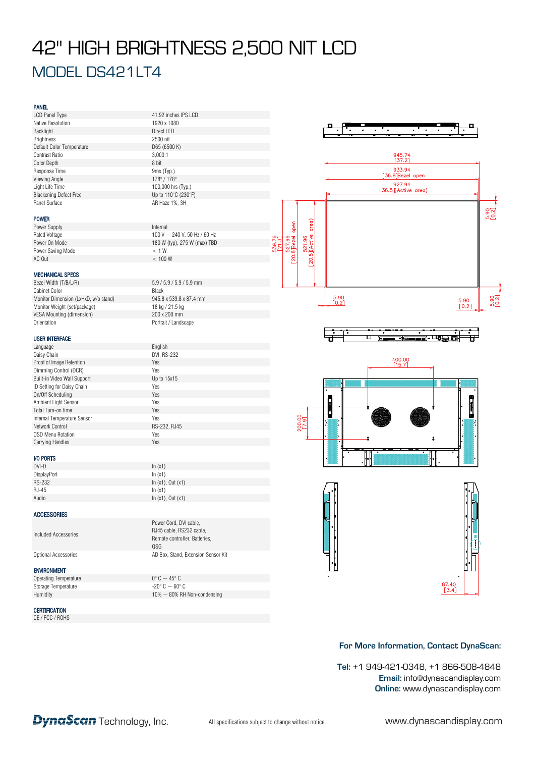# 42" HIGH BRIGHTNESS 2,500 NIT LCD

## MODEL DS421LT4

| | |
|---|---|
| **PANEL** | |
| LCD Panel Type | 41.92 inches IPS LCD |
| Native Resolution | 1920 x 1080 |
| Backlight | Direct LED |
| Brightness | 2500 nit |
| Default Color Temperature | D65 (6500 K) |
| Contrast Ratio | 3,000:1 |
| Color Depth | 8 bit |
| Response Time | 9ms (Typ.) |
| Viewing Angle | 178° / 178° |
| Light Life Time | 100,000 hrs (Typ.) |
| Blackening Defect Free | Up to 110°C (230°F) |
| Panel Surface | AR Haze 1%, 3H |
| **POWER** | |
| Power Supply | Internal |
| Rated Voltage | 100 V — 240 V, 50 Hz / 60 Hz |
| Power On Mode | 180 W (typ), 275 W (max) TBD |
| Power Saving Mode | < 1 W |
| AC Out | < 100 W |
| **MECHANICAL SPECS** | |
| Bezel Width (T/B/L/R) | 5.9 / 5.9 / 5.9 / 5.9 mm |
| Cabinet Color | Black |
| Monitor Dimension (LxHxD, w/o stand) | 945.8 x 539.8 x 87.4 mm |
| Monitor Weight (set/package) | 18 kg / 21.5 kg |
| VESA Mounting (dimension) | 200 x 200 mm |
| Orientation | Portrait / Landscape |
| **USER INTERFACE** | |
| Language | English |
| Daisy Chain | DVI, RS-232 |
| Proof of Image Retention | Yes |
| Dimming Control (DCR) | Yes |
| Built-in Video Wall Support | Up to 15x15 |
| ID Setting for Daisy Chain | Yes |
| On/Off Scheduling | Yes |
| Ambient Light Sensor | Yes |
| Total Turn-on time | Yes |
| Internal Temperature Sensor | Yes |
| Network Control | RS-232, RJ45 |
| OSD Menu Rotation | Yes |
| Carrying Handles | Yes |
| **I/O PORTS** | |
| DVI-D | In (x1) |
| DisplayPort | In (x1) |
| RS-232 | In (x1), Out (x1) |
| RJ-45 | In (x1) |
| Audio | In (x1), Out (x1) |
| **ACCESSORIES** | |
| Included Accessories | Power Cord, DVI cable, RJ45 cable, RS232 cable, Remote controller, Batteries, QSG |
| Optional Accessories | AD Box, Stand, Extension Sensor Kit |
| **ENVIRONMENT** | |
| Operating Temperature | 0° C — 45° C |
| Storage Temperature | -20° C — 60° C |
| Humidity | 10% — 80% RH Non-condensing |
| **CERTIFICATION** | |
| CE / FCC / ROHS | |

945.74 [37.2]
933.94 [36.8] Bezel open
927.94 [36.5] (Active area)
539.76 [21.3]
527.96 [20.8] Bezel open
521.96 [20.5] (Active area)
5.90 [0.2]
5.90 [0.2]
5.90 [0.2]
5.90 [0.2]
400.00 [15.7]
200.00 [7.9]
87.40 [3.4]

**For More Information, Contact DynaScan:**

**Tel:** +1 949-421-0348, +1 866-508-4848
**Email:** info@dynascandisplay.com
**Online:** www.dynascandisplay.com

**DynaScan** Technology, Inc.

All specifications subject to change without notice.

www.dynascandisplay.com